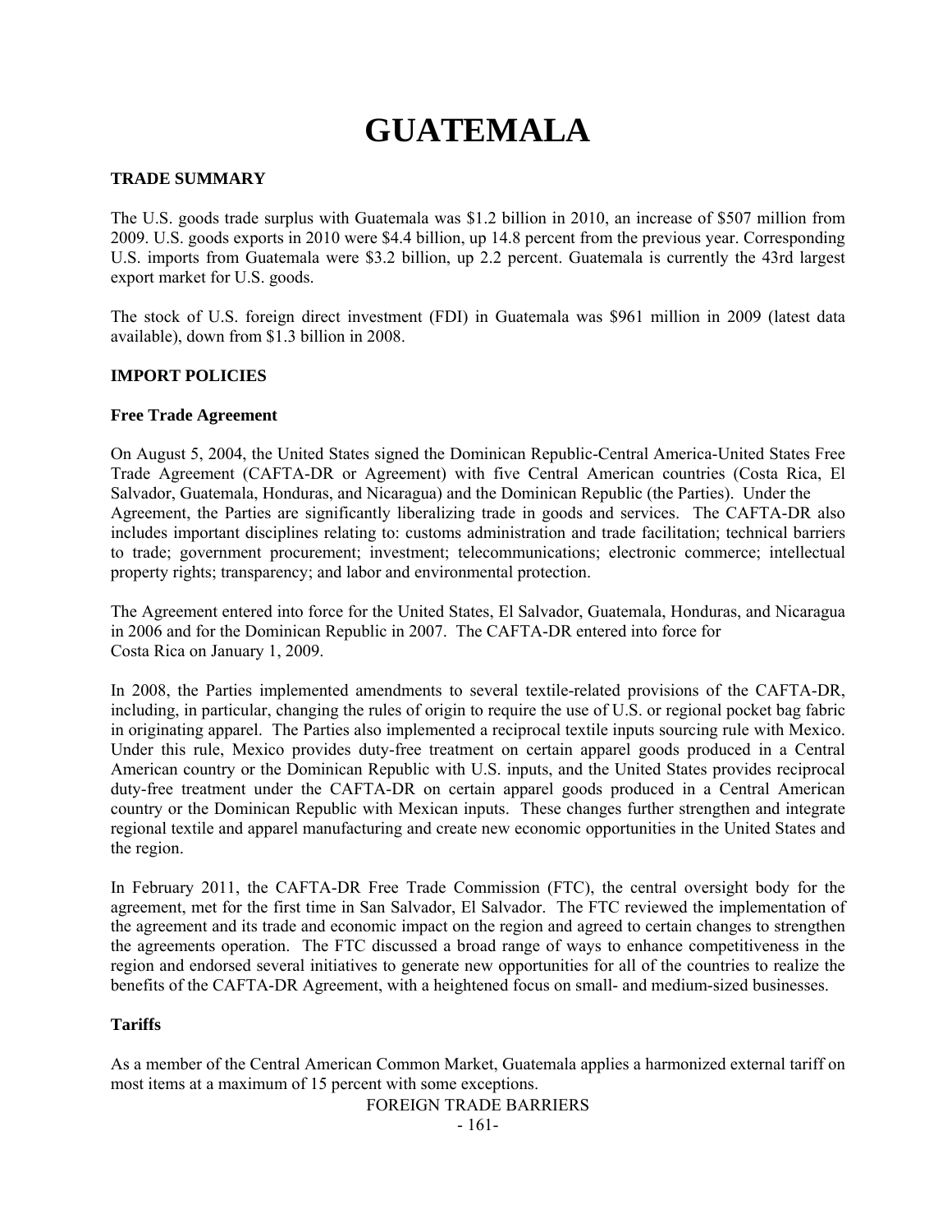# GUATEMALA

## TRADE SUMMARY

The U.S. goods trade surplus with Guatemala was $1.2 billion in 2010, an increase of $507 million from 2009. U.S. goods exports in 2010 were $4.4 billion, up 14.8 percent from the previous year. Corresponding U.S. imports from Guatemala were $3.2 billion, up 2.2 percent. Guatemala is currently the 43rd largest export market for U.S. goods.

The stock of U.S. foreign direct investment (FDI) in Guatemala was $961 million in 2009 (latest data available), down from $1.3 billion in 2008.

## IMPORT POLICIES

### Free Trade Agreement

On August 5, 2004, the United States signed the Dominican Republic-Central America-United States Free Trade Agreement (CAFTA-DR or Agreement) with five Central American countries (Costa Rica, El Salvador, Guatemala, Honduras, and Nicaragua) and the Dominican Republic (the Parties). Under the Agreement, the Parties are significantly liberalizing trade in goods and services. The CAFTA-DR also includes important disciplines relating to: customs administration and trade facilitation; technical barriers to trade; government procurement; investment; telecommunications; electronic commerce; intellectual property rights; transparency; and labor and environmental protection.

The Agreement entered into force for the United States, El Salvador, Guatemala, Honduras, and Nicaragua in 2006 and for the Dominican Republic in 2007. The CAFTA-DR entered into force for Costa Rica on January 1, 2009.

In 2008, the Parties implemented amendments to several textile-related provisions of the CAFTA-DR, including, in particular, changing the rules of origin to require the use of U.S. or regional pocket bag fabric in originating apparel. The Parties also implemented a reciprocal textile inputs sourcing rule with Mexico. Under this rule, Mexico provides duty-free treatment on certain apparel goods produced in a Central American country or the Dominican Republic with U.S. inputs, and the United States provides reciprocal duty-free treatment under the CAFTA-DR on certain apparel goods produced in a Central American country or the Dominican Republic with Mexican inputs. These changes further strengthen and integrate regional textile and apparel manufacturing and create new economic opportunities in the United States and the region.

In February 2011, the CAFTA-DR Free Trade Commission (FTC), the central oversight body for the agreement, met for the first time in San Salvador, El Salvador. The FTC reviewed the implementation of the agreement and its trade and economic impact on the region and agreed to certain changes to strengthen the agreements operation. The FTC discussed a broad range of ways to enhance competitiveness in the region and endorsed several initiatives to generate new opportunities for all of the countries to realize the benefits of the CAFTA-DR Agreement, with a heightened focus on small- and medium-sized businesses.

### Tariffs

As a member of the Central American Common Market, Guatemala applies a harmonized external tariff on most items at a maximum of 15 percent with some exceptions.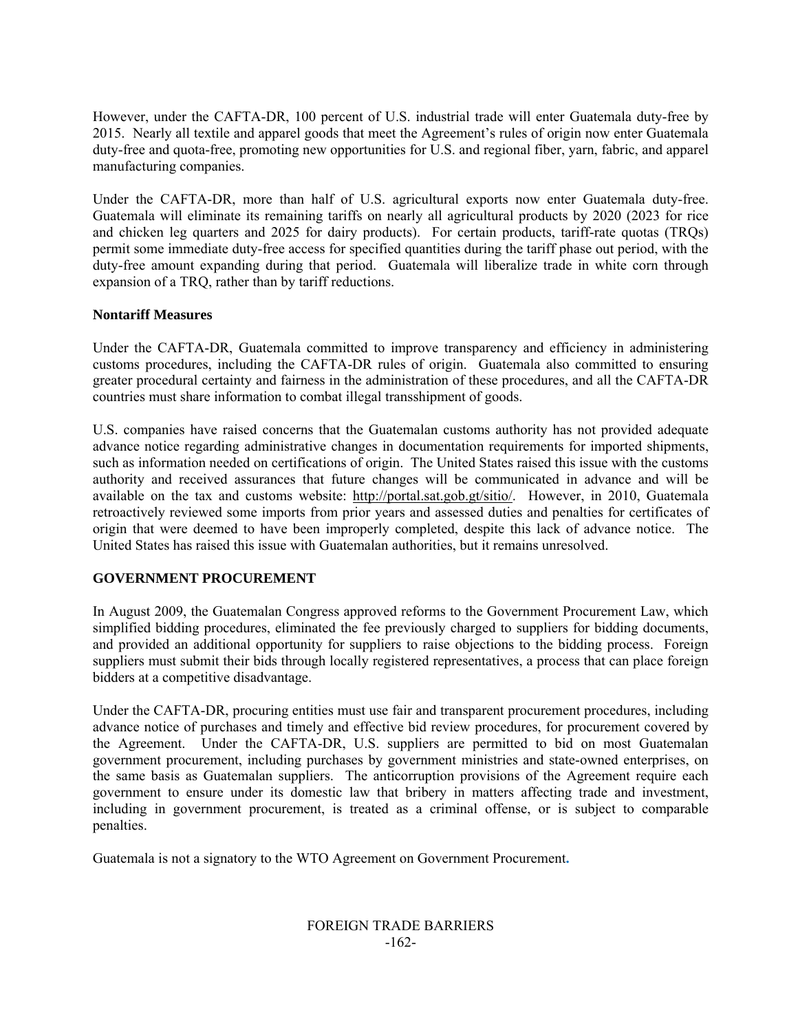However, under the CAFTA-DR, 100 percent of U.S. industrial trade will enter Guatemala duty-free by 2015. Nearly all textile and apparel goods that meet the Agreement's rules of origin now enter Guatemala duty-free and quota-free, promoting new opportunities for U.S. and regional fiber, yarn, fabric, and apparel manufacturing companies.

Under the CAFTA-DR, more than half of U.S. agricultural exports now enter Guatemala duty-free. Guatemala will eliminate its remaining tariffs on nearly all agricultural products by 2020 (2023 for rice and chicken leg quarters and 2025 for dairy products). For certain products, tariff-rate quotas (TRQs) permit some immediate duty-free access for specified quantities during the tariff phase out period, with the duty-free amount expanding during that period. Guatemala will liberalize trade in white corn through expansion of a TRQ, rather than by tariff reductions.

### Nontariff Measures

Under the CAFTA-DR, Guatemala committed to improve transparency and efficiency in administering customs procedures, including the CAFTA-DR rules of origin. Guatemala also committed to ensuring greater procedural certainty and fairness in the administration of these procedures, and all the CAFTA-DR countries must share information to combat illegal transshipment of goods.

U.S. companies have raised concerns that the Guatemalan customs authority has not provided adequate advance notice regarding administrative changes in documentation requirements for imported shipments, such as information needed on certifications of origin. The United States raised this issue with the customs authority and received assurances that future changes will be communicated in advance and will be available on the tax and customs website: http://portal.sat.gob.gt/sitio/. However, in 2010, Guatemala retroactively reviewed some imports from prior years and assessed duties and penalties for certificates of origin that were deemed to have been improperly completed, despite this lack of advance notice. The United States has raised this issue with Guatemalan authorities, but it remains unresolved.

## GOVERNMENT PROCUREMENT

In August 2009, the Guatemalan Congress approved reforms to the Government Procurement Law, which simplified bidding procedures, eliminated the fee previously charged to suppliers for bidding documents, and provided an additional opportunity for suppliers to raise objections to the bidding process. Foreign suppliers must submit their bids through locally registered representatives, a process that can place foreign bidders at a competitive disadvantage.

Under the CAFTA-DR, procuring entities must use fair and transparent procurement procedures, including advance notice of purchases and timely and effective bid review procedures, for procurement covered by the Agreement. Under the CAFTA-DR, U.S. suppliers are permitted to bid on most Guatemalan government procurement, including purchases by government ministries and state-owned enterprises, on the same basis as Guatemalan suppliers. The anticorruption provisions of the Agreement require each government to ensure under its domestic law that bribery in matters affecting trade and investment, including in government procurement, is treated as a criminal offense, or is subject to comparable penalties.

Guatemala is not a signatory to the WTO Agreement on Government Procurement.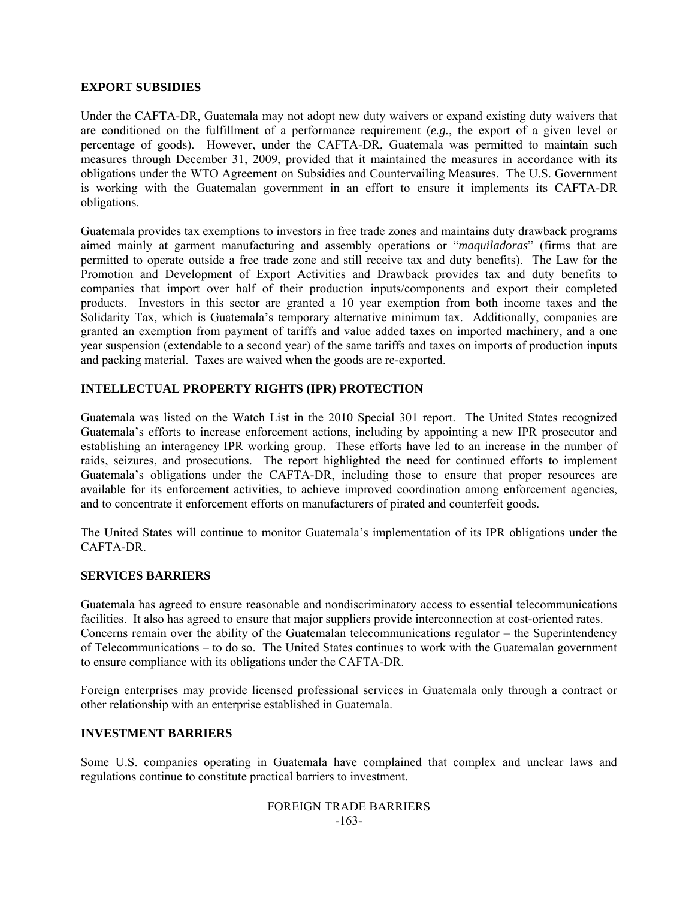## EXPORT SUBSIDIES

Under the CAFTA-DR, Guatemala may not adopt new duty waivers or expand existing duty waivers that are conditioned on the fulfillment of a performance requirement (*e.g.*, the export of a given level or percentage of goods). However, under the CAFTA-DR, Guatemala was permitted to maintain such measures through December 31, 2009, provided that it maintained the measures in accordance with its obligations under the WTO Agreement on Subsidies and Countervailing Measures. The U.S. Government is working with the Guatemalan government in an effort to ensure it implements its CAFTA-DR obligations.

Guatemala provides tax exemptions to investors in free trade zones and maintains duty drawback programs aimed mainly at garment manufacturing and assembly operations or "*maquiladoras*" (firms that are permitted to operate outside a free trade zone and still receive tax and duty benefits). The Law for the Promotion and Development of Export Activities and Drawback provides tax and duty benefits to companies that import over half of their production inputs/components and export their completed products. Investors in this sector are granted a 10 year exemption from both income taxes and the Solidarity Tax, which is Guatemala's temporary alternative minimum tax. Additionally, companies are granted an exemption from payment of tariffs and value added taxes on imported machinery, and a one year suspension (extendable to a second year) of the same tariffs and taxes on imports of production inputs and packing material. Taxes are waived when the goods are re-exported.

## INTELLECTUAL PROPERTY RIGHTS (IPR) PROTECTION

Guatemala was listed on the Watch List in the 2010 Special 301 report. The United States recognized Guatemala's efforts to increase enforcement actions, including by appointing a new IPR prosecutor and establishing an interagency IPR working group. These efforts have led to an increase in the number of raids, seizures, and prosecutions. The report highlighted the need for continued efforts to implement Guatemala's obligations under the CAFTA-DR, including those to ensure that proper resources are available for its enforcement activities, to achieve improved coordination among enforcement agencies, and to concentrate it enforcement efforts on manufacturers of pirated and counterfeit goods.

The United States will continue to monitor Guatemala's implementation of its IPR obligations under the CAFTA-DR.

## SERVICES BARRIERS

Guatemala has agreed to ensure reasonable and nondiscriminatory access to essential telecommunications facilities. It also has agreed to ensure that major suppliers provide interconnection at cost-oriented rates. Concerns remain over the ability of the Guatemalan telecommunications regulator – the Superintendency of Telecommunications – to do so. The United States continues to work with the Guatemalan government to ensure compliance with its obligations under the CAFTA-DR.

Foreign enterprises may provide licensed professional services in Guatemala only through a contract or other relationship with an enterprise established in Guatemala.

## INVESTMENT BARRIERS

Some U.S. companies operating in Guatemala have complained that complex and unclear laws and regulations continue to constitute practical barriers to investment.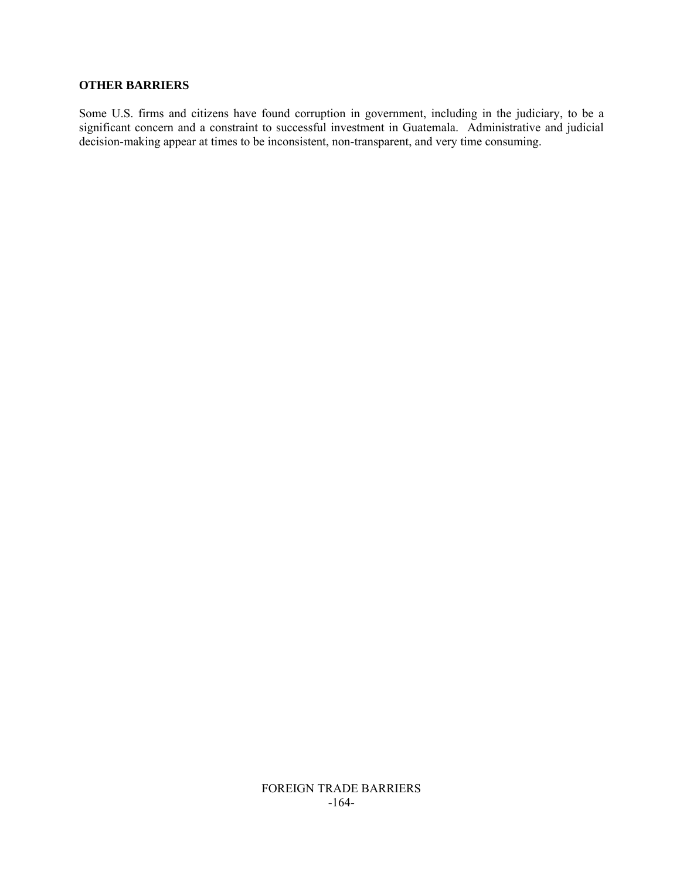**OTHER BARRIERS**

Some U.S. firms and citizens have found corruption in government, including in the judiciary, to be a significant concern and a constraint to successful investment in Guatemala. Administrative and judicial decision-making appear at times to be inconsistent, non-transparent, and very time consuming.